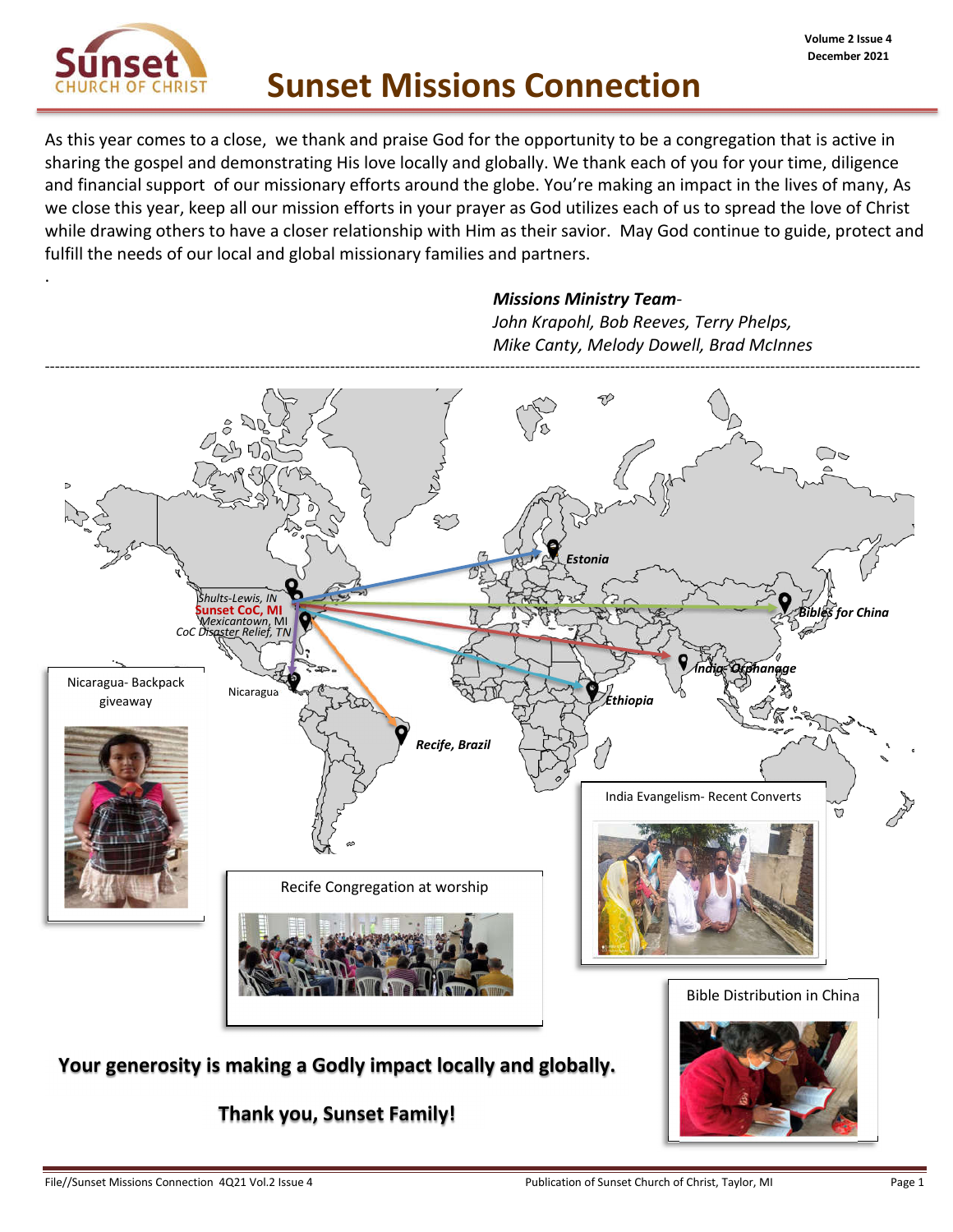# Sunset Missions Connection

As this year comes to a close, we thank and praise God for the opportunity to be a congregation that is active in sharing the gospel and demonstrating His love locally and globally. We thank each of you for your time, diligence and financial support of our missionary efforts around the globe. You're making an impact in the lives of many, As we close this year, keep all our mission efforts in your prayer as God utilizes each of us to spread the love of Christ while drawing others to have a closer relationship with Him as their savior. May God continue to guide, protect and fulfill the needs of our local and global missionary families and partners.

.

***Missions Ministry Team***-
*John Krapohl, Bob Reeves, Terry Phelps, Mike Canty, Melody Dowell, Brad McInnes*

---

Shults-Lewis, IN
**Sunset CoC, MI**
Mexicantown, MI
CoC Disaster Relief, TN
Nicaragua
***Estonia***
***Bibles for China***
***India-Orphanage***
***Ethiopia***
***Recife, Brazil***

Nicaragua- Backpack giveaway

Recife Congregation at worship

India Evangelism- Recent Converts

Bible Distribution in China

**Your generosity is making a Godly impact locally and globally.**

**Thank you, Sunset Family!**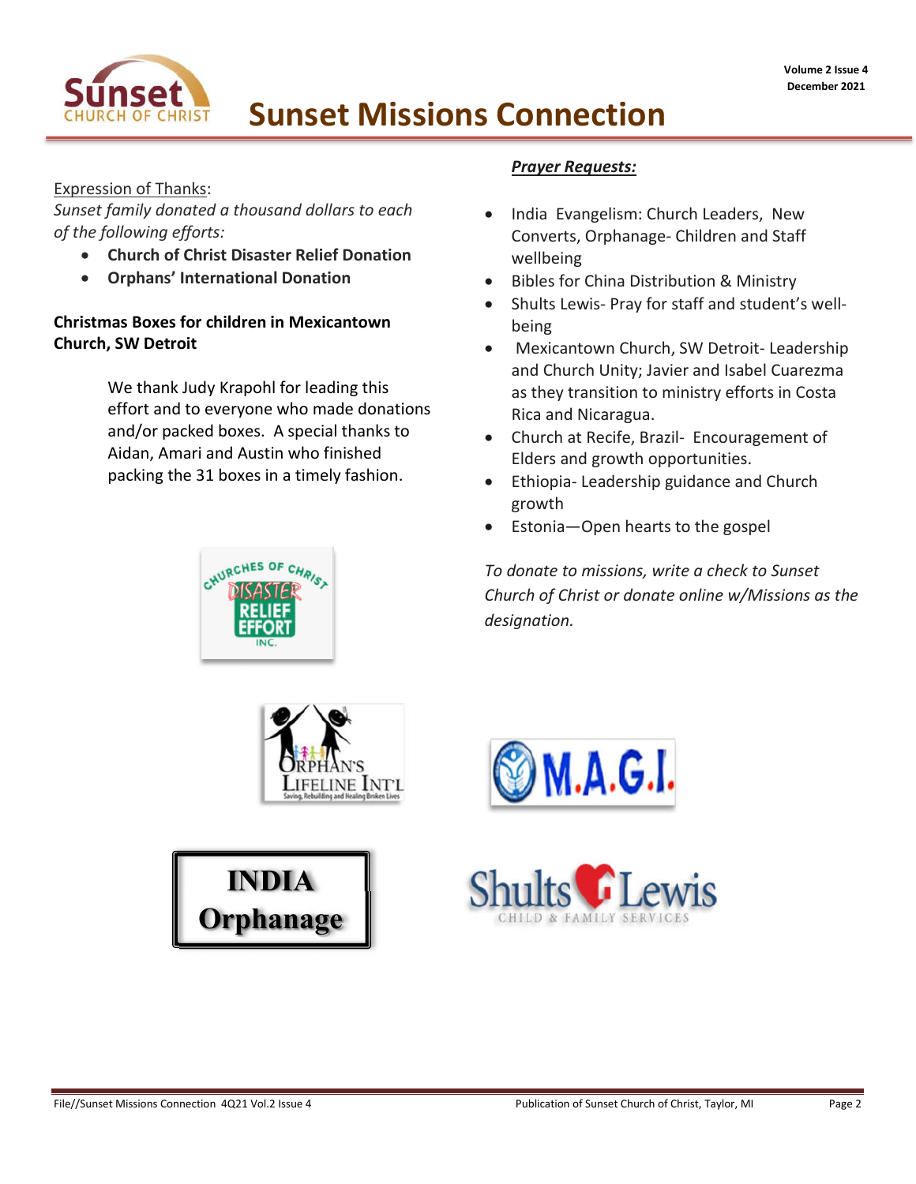# Sunset Missions Connection

Volume 2 Issue 4
December 2021

Expression of Thanks:
*Sunset family donated a thousand dollars to each of the following efforts:*

- **Church of Christ Disaster Relief Donation**
- **Orphans' International Donation**

**Christmas Boxes for children in Mexicantown Church, SW Detroit**

We thank Judy Krapohl for leading this effort and to everyone who made donations and/or packed boxes. A special thanks to Aidan, Amari and Austin who finished packing the 31 boxes in a timely fashion.

***Prayer Requests:***

- India Evangelism: Church Leaders, New Converts, Orphanage- Children and Staff wellbeing
- Bibles for China Distribution & Ministry
- Shults Lewis- Pray for staff and student's well-being
- Mexicantown Church, SW Detroit- Leadership and Church Unity; Javier and Isabel Cuarezma as they transition to ministry efforts in Costa Rica and Nicaragua.
- Church at Recife, Brazil- Encouragement of Elders and growth opportunities.
- Ethiopia- Leadership guidance and Church growth
- Estonia—Open hearts to the gospel

*To donate to missions, write a check to Sunset Church of Christ or donate online w/Missions as the designation.*

CHURCHES OF CHRIST DISASTER RELIEF EFFORT INC.

ORPHAN'S LIFELINE INT'L
Saving, Rebuilding and Healing Broken Lives

M.A.G.I.

INDIA Orphanage

Shults Lewis
CHILD & FAMILY SERVICES